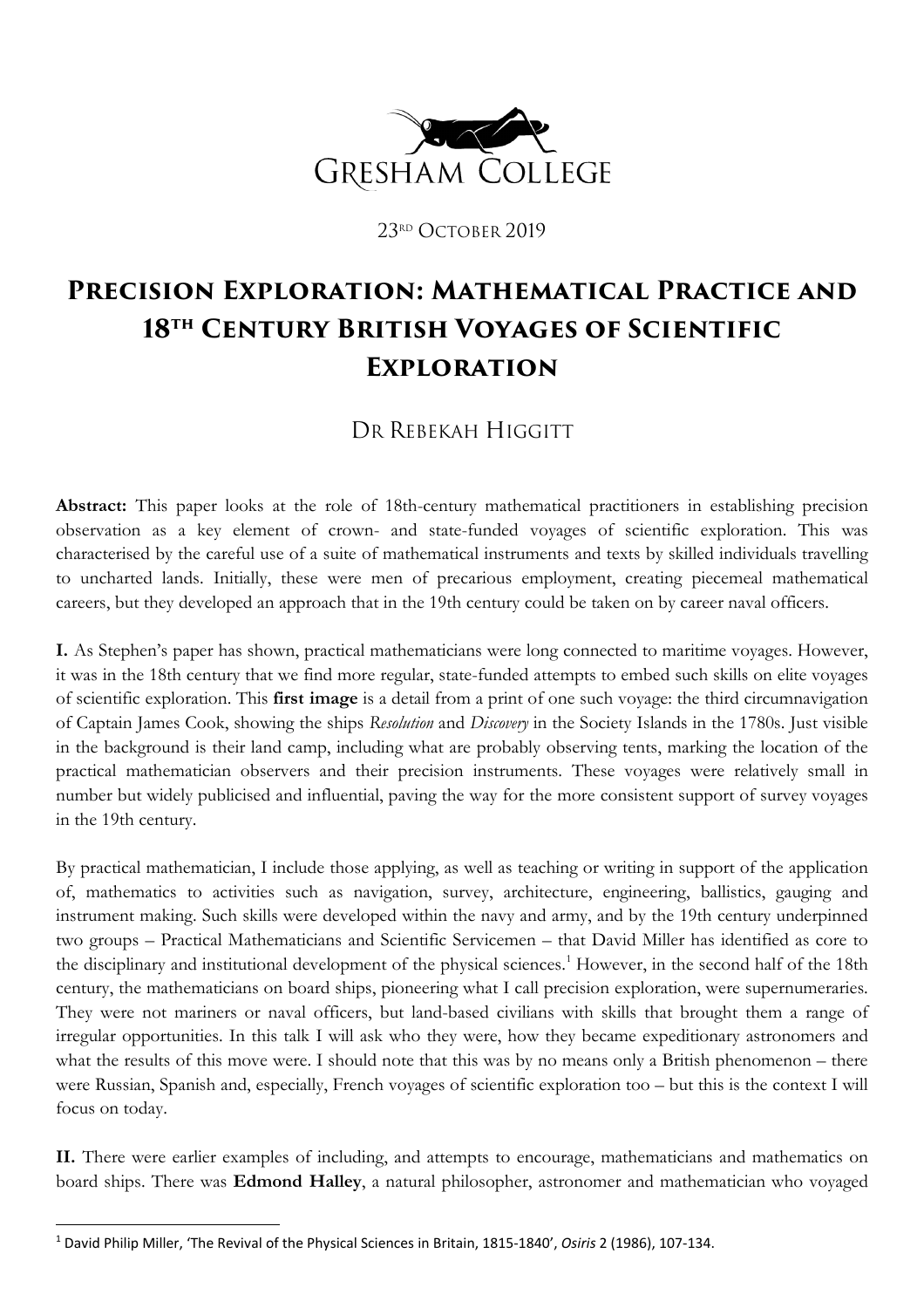GRESHAM COLLEGE

23[RD] OCTOBER 2019

# Precision Exploration: Mathematical Practice and 18th Century British Voyages of Scientific Exploration

## Dr Rebekah Higgitt

**Abstract:** This paper looks at the role of 18th-century mathematical practitioners in establishing precision observation as a key element of crown- and state-funded voyages of scientific exploration. This was characterised by the careful use of a suite of mathematical instruments and texts by skilled individuals travelling to uncharted lands. Initially, these were men of precarious employment, creating piecemeal mathematical careers, but they developed an approach that in the 19th century could be taken on by career naval officers.

**I.** As Stephen's paper has shown, practical mathematicians were long connected to maritime voyages. However, it was in the 18th century that we find more regular, state-funded attempts to embed such skills on elite voyages of scientific exploration. This **first image** is a detail from a print of one such voyage: the third circumnavigation of Captain James Cook, showing the ships *Resolution* and *Discovery* in the Society Islands in the 1780s. Just visible in the background is their land camp, including what are probably observing tents, marking the location of the practical mathematician observers and their precision instruments. These voyages were relatively small in number but widely publicised and influential, paving the way for the more consistent support of survey voyages in the 19th century.

By practical mathematician, I include those applying, as well as teaching or writing in support of the application of, mathematics to activities such as navigation, survey, architecture, engineering, ballistics, gauging and instrument making. Such skills were developed within the navy and army, and by the 19th century underpinned two groups – Practical Mathematicians and Scientific Servicemen – that David Miller has identified as core to the disciplinary and institutional development of the physical sciences.[1] However, in the second half of the 18th century, the mathematicians on board ships, pioneering what I call precision exploration, were supernumeraries. They were not mariners or naval officers, but land-based civilians with skills that brought them a range of irregular opportunities. In this talk I will ask who they were, how they became expeditionary astronomers and what the results of this move were. I should note that this was by no means only a British phenomenon – there were Russian, Spanish and, especially, French voyages of scientific exploration too – but this is the context I will focus on today.

**II.** There were earlier examples of including, and attempts to encourage, mathematicians and mathematics on board ships. There was **Edmond Halley**, a natural philosopher, astronomer and mathematician who voyaged

[1] David Philip Miller, 'The Revival of the Physical Sciences in Britain, 1815-1840', *Osiris* 2 (1986), 107-134.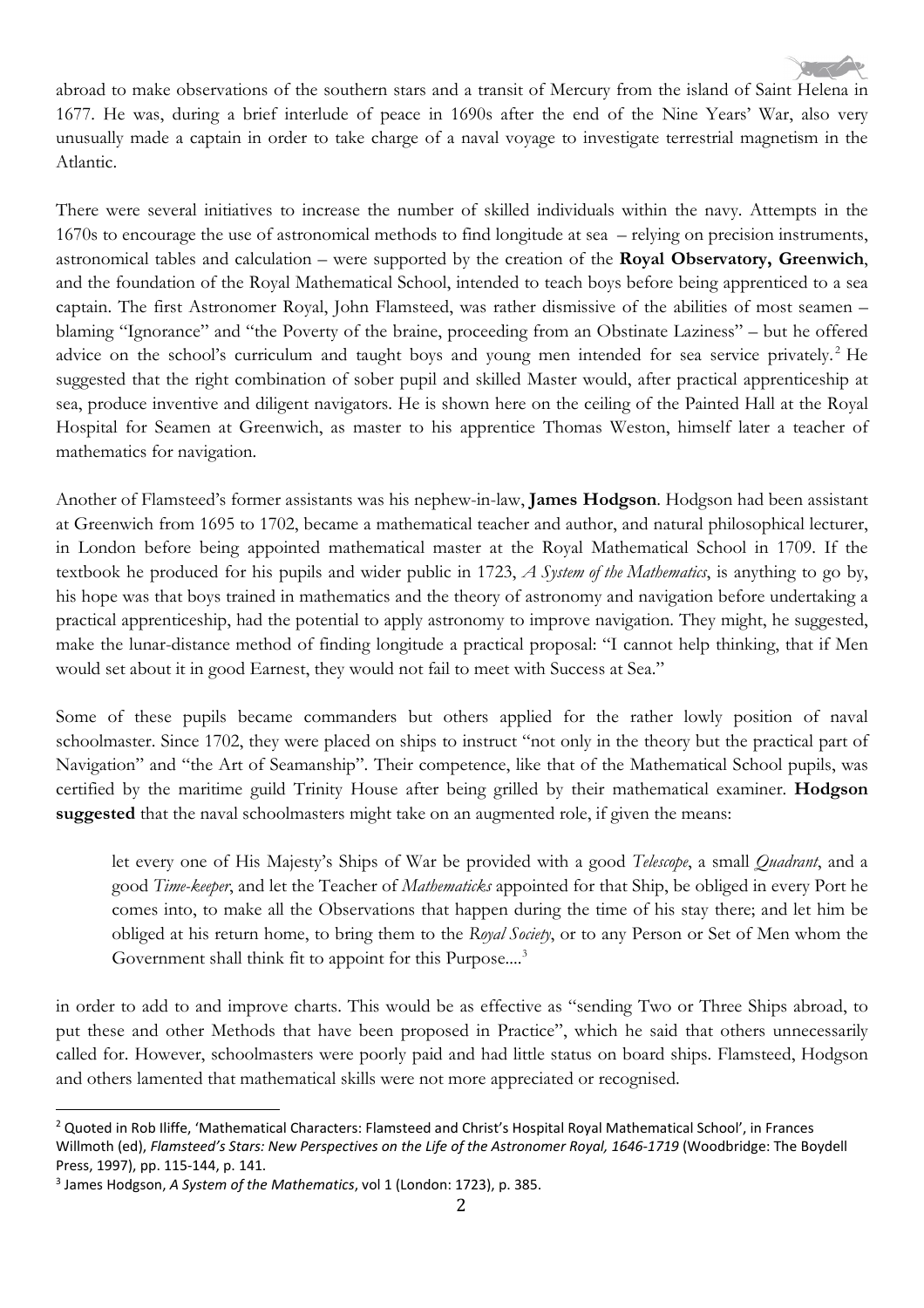abroad to make observations of the southern stars and a transit of Mercury from the island of Saint Helena in 1677. He was, during a brief interlude of peace in 1690s after the end of the Nine Years' War, also very unusually made a captain in order to take charge of a naval voyage to investigate terrestrial magnetism in the Atlantic.

There were several initiatives to increase the number of skilled individuals within the navy. Attempts in the 1670s to encourage the use of astronomical methods to find longitude at sea – relying on precision instruments, astronomical tables and calculation – were supported by the creation of the **Royal Observatory, Greenwich**, and the foundation of the Royal Mathematical School, intended to teach boys before being apprenticed to a sea captain. The first Astronomer Royal, John Flamsteed, was rather dismissive of the abilities of most seamen – blaming "Ignorance" and "the Poverty of the braine, proceeding from an Obstinate Laziness" – but he offered advice on the school's curriculum and taught boys and young men intended for sea service privately.[2] He suggested that the right combination of sober pupil and skilled Master would, after practical apprenticeship at sea, produce inventive and diligent navigators. He is shown here on the ceiling of the Painted Hall at the Royal Hospital for Seamen at Greenwich, as master to his apprentice Thomas Weston, himself later a teacher of mathematics for navigation.

Another of Flamsteed's former assistants was his nephew-in-law, **James Hodgson**. Hodgson had been assistant at Greenwich from 1695 to 1702, became a mathematical teacher and author, and natural philosophical lecturer, in London before being appointed mathematical master at the Royal Mathematical School in 1709. If the textbook he produced for his pupils and wider public in 1723, *A System of the Mathematics*, is anything to go by, his hope was that boys trained in mathematics and the theory of astronomy and navigation before undertaking a practical apprenticeship, had the potential to apply astronomy to improve navigation. They might, he suggested, make the lunar-distance method of finding longitude a practical proposal: "I cannot help thinking, that if Men would set about it in good Earnest, they would not fail to meet with Success at Sea."

Some of these pupils became commanders but others applied for the rather lowly position of naval schoolmaster. Since 1702, they were placed on ships to instruct "not only in the theory but the practical part of Navigation" and "the Art of Seamanship". Their competence, like that of the Mathematical School pupils, was certified by the maritime guild Trinity House after being grilled by their mathematical examiner. **Hodgson suggested** that the naval schoolmasters might take on an augmented role, if given the means:

> let every one of His Majesty's Ships of War be provided with a good *Telescope*, a small *Quadrant*, and a good *Time-keeper*, and let the Teacher of *Mathematicks* appointed for that Ship, be obliged in every Port he comes into, to make all the Observations that happen during the time of his stay there; and let him be obliged at his return home, to bring them to the *Royal Society*, or to any Person or Set of Men whom the Government shall think fit to appoint for this Purpose....[3]

in order to add to and improve charts. This would be as effective as "sending Two or Three Ships abroad, to put these and other Methods that have been proposed in Practice", which he said that others unnecessarily called for. However, schoolmasters were poorly paid and had little status on board ships. Flamsteed, Hodgson and others lamented that mathematical skills were not more appreciated or recognised.

---

[2] Quoted in Rob Iliffe, 'Mathematical Characters: Flamsteed and Christ's Hospital Royal Mathematical School', in Frances Willmoth (ed), *Flamsteed's Stars: New Perspectives on the Life of the Astronomer Royal, 1646-1719* (Woodbridge: The Boydell Press, 1997), pp. 115-144, p. 141.

[3] James Hodgson, *A System of the Mathematics*, vol 1 (London: 1723), p. 385.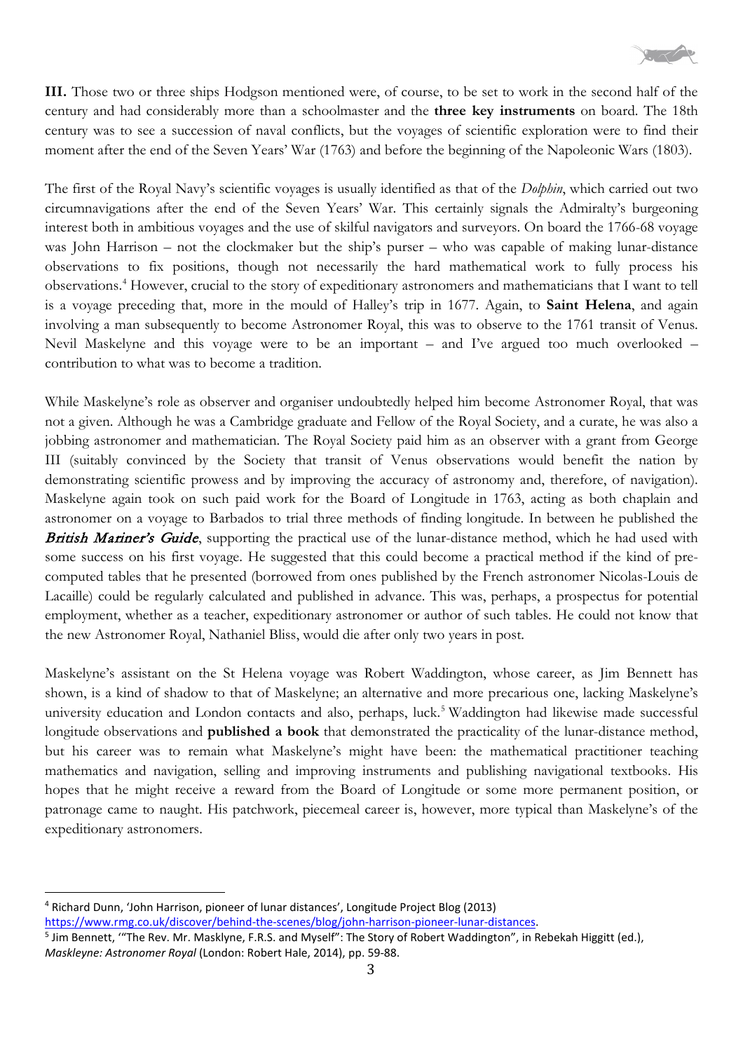**III.** Those two or three ships Hodgson mentioned were, of course, to be set to work in the second half of the century and had considerably more than a schoolmaster and the **three key instruments** on board. The 18th century was to see a succession of naval conflicts, but the voyages of scientific exploration were to find their moment after the end of the Seven Years' War (1763) and before the beginning of the Napoleonic Wars (1803).

The first of the Royal Navy's scientific voyages is usually identified as that of the *Dolphin*, which carried out two circumnavigations after the end of the Seven Years' War. This certainly signals the Admiralty's burgeoning interest both in ambitious voyages and the use of skilful navigators and surveyors. On board the 1766-68 voyage was John Harrison – not the clockmaker but the ship's purser – who was capable of making lunar-distance observations to fix positions, though not necessarily the hard mathematical work to fully process his observations.[4] However, crucial to the story of expeditionary astronomers and mathematicians that I want to tell is a voyage preceding that, more in the mould of Halley's trip in 1677. Again, to **Saint Helena**, and again involving a man subsequently to become Astronomer Royal, this was to observe to the 1761 transit of Venus. Nevil Maskelyne and this voyage were to be an important – and I've argued too much overlooked – contribution to what was to become a tradition.

While Maskelyne's role as observer and organiser undoubtedly helped him become Astronomer Royal, that was not a given. Although he was a Cambridge graduate and Fellow of the Royal Society, and a curate, he was also a jobbing astronomer and mathematician. The Royal Society paid him as an observer with a grant from George III (suitably convinced by the Society that transit of Venus observations would benefit the nation by demonstrating scientific prowess and by improving the accuracy of astronomy and, therefore, of navigation). Maskelyne again took on such paid work for the Board of Longitude in 1763, acting as both chaplain and astronomer on a voyage to Barbados to trial three methods of finding longitude. In between he published the ***British Mariner's Guide***, supporting the practical use of the lunar-distance method, which he had used with some success on his first voyage. He suggested that this could become a practical method if the kind of pre-computed tables that he presented (borrowed from ones published by the French astronomer Nicolas-Louis de Lacaille) could be regularly calculated and published in advance. This was, perhaps, a prospectus for potential employment, whether as a teacher, expeditionary astronomer or author of such tables. He could not know that the new Astronomer Royal, Nathaniel Bliss, would die after only two years in post.

Maskelyne's assistant on the St Helena voyage was Robert Waddington, whose career, as Jim Bennett has shown, is a kind of shadow to that of Maskelyne; an alternative and more precarious one, lacking Maskelyne's university education and London contacts and also, perhaps, luck.[5] Waddington had likewise made successful longitude observations and **published a book** that demonstrated the practicality of the lunar-distance method, but his career was to remain what Maskelyne's might have been: the mathematical practitioner teaching mathematics and navigation, selling and improving instruments and publishing navigational textbooks. His hopes that he might receive a reward from the Board of Longitude or some more permanent position, or patronage came to naught. His patchwork, piecemeal career is, however, more typical than Maskelyne's of the expeditionary astronomers.

---

[4] Richard Dunn, 'John Harrison, pioneer of lunar distances', Longitude Project Blog (2013) https://www.rmg.co.uk/discover/behind-the-scenes/blog/john-harrison-pioneer-lunar-distances.

[5] Jim Bennett, '"The Rev. Mr. Masklyne, F.R.S. and Myself": The Story of Robert Waddington", in Rebekah Higgitt (ed.), *Maskleyne: Astronomer Royal* (London: Robert Hale, 2014), pp. 59-88.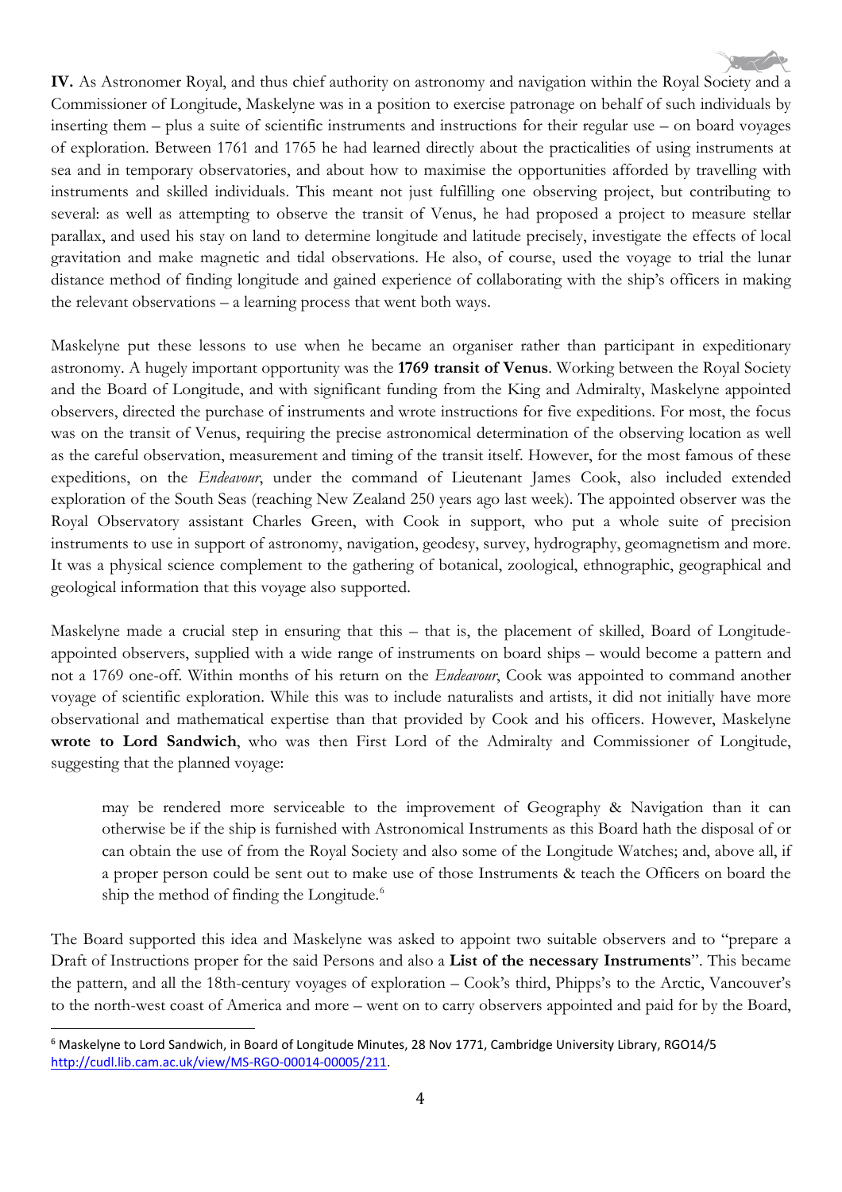**IV.** As Astronomer Royal, and thus chief authority on astronomy and navigation within the Royal Society and a Commissioner of Longitude, Maskelyne was in a position to exercise patronage on behalf of such individuals by inserting them – plus a suite of scientific instruments and instructions for their regular use – on board voyages of exploration. Between 1761 and 1765 he had learned directly about the practicalities of using instruments at sea and in temporary observatories, and about how to maximise the opportunities afforded by travelling with instruments and skilled individuals. This meant not just fulfilling one observing project, but contributing to several: as well as attempting to observe the transit of Venus, he had proposed a project to measure stellar parallax, and used his stay on land to determine longitude and latitude precisely, investigate the effects of local gravitation and make magnetic and tidal observations. He also, of course, used the voyage to trial the lunar distance method of finding longitude and gained experience of collaborating with the ship's officers in making the relevant observations – a learning process that went both ways.

Maskelyne put these lessons to use when he became an organiser rather than participant in expeditionary astronomy. A hugely important opportunity was the **1769 transit of Venus**. Working between the Royal Society and the Board of Longitude, and with significant funding from the King and Admiralty, Maskelyne appointed observers, directed the purchase of instruments and wrote instructions for five expeditions. For most, the focus was on the transit of Venus, requiring the precise astronomical determination of the observing location as well as the careful observation, measurement and timing of the transit itself. However, for the most famous of these expeditions, on the *Endeavour*, under the command of Lieutenant James Cook, also included extended exploration of the South Seas (reaching New Zealand 250 years ago last week). The appointed observer was the Royal Observatory assistant Charles Green, with Cook in support, who put a whole suite of precision instruments to use in support of astronomy, navigation, geodesy, survey, hydrography, geomagnetism and more. It was a physical science complement to the gathering of botanical, zoological, ethnographic, geographical and geological information that this voyage also supported.

Maskelyne made a crucial step in ensuring that this – that is, the placement of skilled, Board of Longitude-appointed observers, supplied with a wide range of instruments on board ships – would become a pattern and not a 1769 one-off. Within months of his return on the *Endeavour*, Cook was appointed to command another voyage of scientific exploration. While this was to include naturalists and artists, it did not initially have more observational and mathematical expertise than that provided by Cook and his officers. However, Maskelyne **wrote to Lord Sandwich**, who was then First Lord of the Admiralty and Commissioner of Longitude, suggesting that the planned voyage:

> may be rendered more serviceable to the improvement of Geography & Navigation than it can otherwise be if the ship is furnished with Astronomical Instruments as this Board hath the disposal of or can obtain the use of from the Royal Society and also some of the Longitude Watches; and, above all, if a proper person could be sent out to make use of those Instruments & teach the Officers on board the ship the method of finding the Longitude.[6]

The Board supported this idea and Maskelyne was asked to appoint two suitable observers and to "prepare a Draft of Instructions proper for the said Persons and also a **List of the necessary Instruments**". This became the pattern, and all the 18th-century voyages of exploration – Cook's third, Phipps's to the Arctic, Vancouver's to the north-west coast of America and more – went on to carry observers appointed and paid for by the Board,

[6] Maskelyne to Lord Sandwich, in Board of Longitude Minutes, 28 Nov 1771, Cambridge University Library, RGO14/5 http://cudl.lib.cam.ac.uk/view/MS-RGO-00014-00005/211.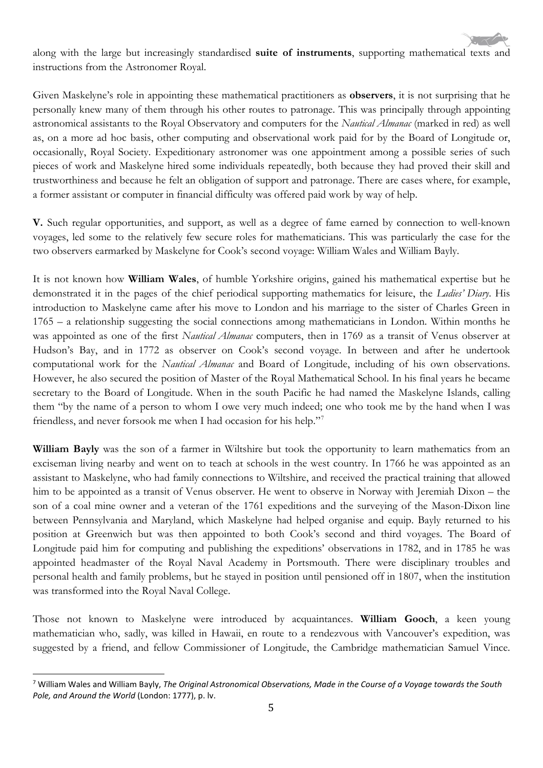along with the large but increasingly standardised **suite of instruments**, supporting mathematical texts and instructions from the Astronomer Royal.

Given Maskelyne's role in appointing these mathematical practitioners as **observers**, it is not surprising that he personally knew many of them through his other routes to patronage. This was principally through appointing astronomical assistants to the Royal Observatory and computers for the *Nautical Almanac* (marked in red) as well as, on a more ad hoc basis, other computing and observational work paid for by the Board of Longitude or, occasionally, Royal Society. Expeditionary astronomer was one appointment among a possible series of such pieces of work and Maskelyne hired some individuals repeatedly, both because they had proved their skill and trustworthiness and because he felt an obligation of support and patronage. There are cases where, for example, a former assistant or computer in financial difficulty was offered paid work by way of help.

**V.** Such regular opportunities, and support, as well as a degree of fame earned by connection to well-known voyages, led some to the relatively few secure roles for mathematicians. This was particularly the case for the two observers earmarked by Maskelyne for Cook's second voyage: William Wales and William Bayly.

It is not known how **William Wales**, of humble Yorkshire origins, gained his mathematical expertise but he demonstrated it in the pages of the chief periodical supporting mathematics for leisure, the *Ladies' Diary*. His introduction to Maskelyne came after his move to London and his marriage to the sister of Charles Green in 1765 – a relationship suggesting the social connections among mathematicians in London. Within months he was appointed as one of the first *Nautical Almanac* computers, then in 1769 as a transit of Venus observer at Hudson's Bay, and in 1772 as observer on Cook's second voyage. In between and after he undertook computational work for the *Nautical Almanac* and Board of Longitude, including of his own observations. However, he also secured the position of Master of the Royal Mathematical School. In his final years he became secretary to the Board of Longitude. When in the south Pacific he had named the Maskelyne Islands, calling them "by the name of a person to whom I owe very much indeed; one who took me by the hand when I was friendless, and never forsook me when I had occasion for his help."[7]

**William Bayly** was the son of a farmer in Wiltshire but took the opportunity to learn mathematics from an exciseman living nearby and went on to teach at schools in the west country. In 1766 he was appointed as an assistant to Maskelyne, who had family connections to Wiltshire, and received the practical training that allowed him to be appointed as a transit of Venus observer. He went to observe in Norway with Jeremiah Dixon – the son of a coal mine owner and a veteran of the 1761 expeditions and the surveying of the Mason-Dixon line between Pennsylvania and Maryland, which Maskelyne had helped organise and equip. Bayly returned to his position at Greenwich but was then appointed to both Cook's second and third voyages. The Board of Longitude paid him for computing and publishing the expeditions' observations in 1782, and in 1785 he was appointed headmaster of the Royal Naval Academy in Portsmouth. There were disciplinary troubles and personal health and family problems, but he stayed in position until pensioned off in 1807, when the institution was transformed into the Royal Naval College.

Those not known to Maskelyne were introduced by acquaintances. **William Gooch**, a keen young mathematician who, sadly, was killed in Hawaii, en route to a rendezvous with Vancouver's expedition, was suggested by a friend, and fellow Commissioner of Longitude, the Cambridge mathematician Samuel Vince.

[7] William Wales and William Bayly, *The Original Astronomical Observations, Made in the Course of a Voyage towards the South Pole, and Around the World* (London: 1777), p. lv.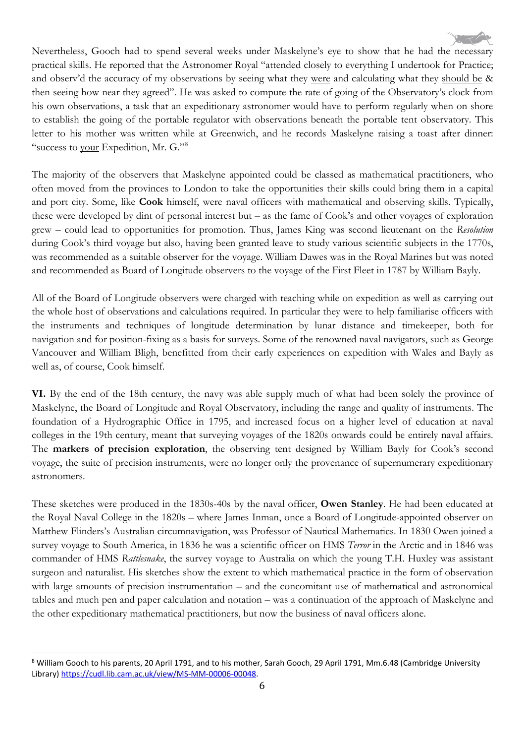Nevertheless, Gooch had to spend several weeks under Maskelyne's eye to show that he had the necessary practical skills. He reported that the Astronomer Royal "attended closely to everything I undertook for Practice; and observ'd the accuracy of my observations by seeing what they were and calculating what they should be & then seeing how near they agreed". He was asked to compute the rate of going of the Observatory's clock from his own observations, a task that an expeditionary astronomer would have to perform regularly when on shore to establish the going of the portable regulator with observations beneath the portable tent observatory. This letter to his mother was written while at Greenwich, and he records Maskelyne raising a toast after dinner: "success to your Expedition, Mr. G."[8]

The majority of the observers that Maskelyne appointed could be classed as mathematical practitioners, who often moved from the provinces to London to take the opportunities their skills could bring them in a capital and port city. Some, like **Cook** himself, were naval officers with mathematical and observing skills. Typically, these were developed by dint of personal interest but – as the fame of Cook's and other voyages of exploration grew – could lead to opportunities for promotion. Thus, James King was second lieutenant on the *Resolution* during Cook's third voyage but also, having been granted leave to study various scientific subjects in the 1770s, was recommended as a suitable observer for the voyage. William Dawes was in the Royal Marines but was noted and recommended as Board of Longitude observers to the voyage of the First Fleet in 1787 by William Bayly.

All of the Board of Longitude observers were charged with teaching while on expedition as well as carrying out the whole host of observations and calculations required. In particular they were to help familiarise officers with the instruments and techniques of longitude determination by lunar distance and timekeeper, both for navigation and for position-fixing as a basis for surveys. Some of the renowned naval navigators, such as George Vancouver and William Bligh, benefitted from their early experiences on expedition with Wales and Bayly as well as, of course, Cook himself.

**VI.** By the end of the 18th century, the navy was able supply much of what had been solely the province of Maskelyne, the Board of Longitude and Royal Observatory, including the range and quality of instruments. The foundation of a Hydrographic Office in 1795, and increased focus on a higher level of education at naval colleges in the 19th century, meant that surveying voyages of the 1820s onwards could be entirely naval affairs. The **markers of precision exploration**, the observing tent designed by William Bayly for Cook's second voyage, the suite of precision instruments, were no longer only the provenance of supernumerary expeditionary astronomers.

These sketches were produced in the 1830s-40s by the naval officer, **Owen Stanley**. He had been educated at the Royal Naval College in the 1820s – where James Inman, once a Board of Longitude-appointed observer on Matthew Flinders's Australian circumnavigation, was Professor of Nautical Mathematics. In 1830 Owen joined a survey voyage to South America, in 1836 he was a scientific officer on HMS *Terror* in the Arctic and in 1846 was commander of HMS *Rattlesnake*, the survey voyage to Australia on which the young T.H. Huxley was assistant surgeon and naturalist. His sketches show the extent to which mathematical practice in the form of observation with large amounts of precision instrumentation – and the concomitant use of mathematical and astronomical tables and much pen and paper calculation and notation – was a continuation of the approach of Maskelyne and the other expeditionary mathematical practitioners, but now the business of naval officers alone.

[8] William Gooch to his parents, 20 April 1791, and to his mother, Sarah Gooch, 29 April 1791, Mm.6.48 (Cambridge University Library) https://cudl.lib.cam.ac.uk/view/MS-MM-00006-00048.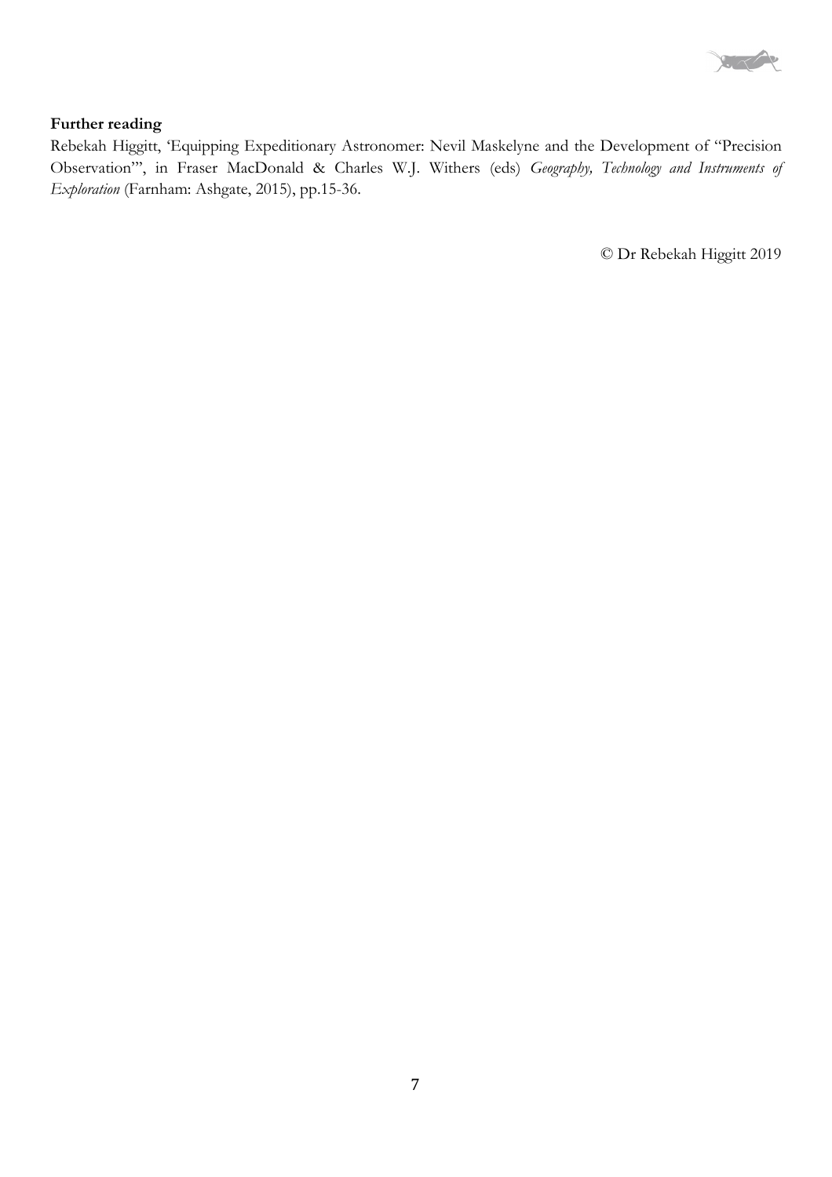**Further reading**

Rebekah Higgitt, 'Equipping Expeditionary Astronomer: Nevil Maskelyne and the Development of "Precision Observation"', in Fraser MacDonald & Charles W.J. Withers (eds) *Geography, Technology and Instruments of Exploration* (Farnham: Ashgate, 2015), pp.15-36.

© Dr Rebekah Higgitt 2019